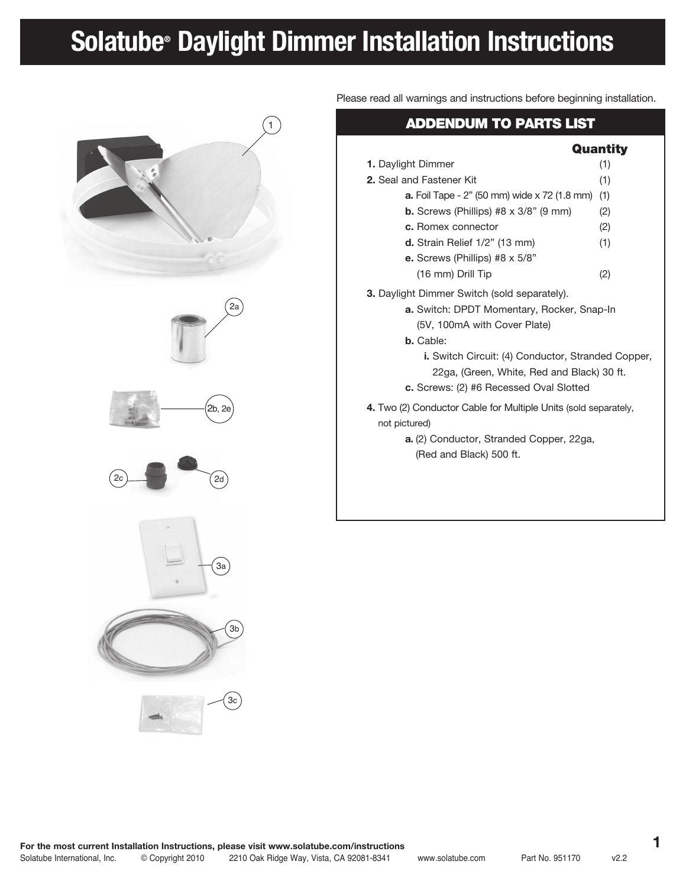# Solatube® Daylight Dimmer Installation Instructions

Please read all warnings and instructions before beginning installation.

## ADDENDUM TO PARTS LIST

| | Quantity |
|---|---|
| **1.** Daylight Dimmer | (1) |
| **2.** Seal and Fastener Kit | (1) |
| **a.** Foil Tape - 2" (50 mm) wide x 72 (1.8 mm) | (1) |
| **b.** Screws (Phillips) #8 x 3/8" (9 mm) | (2) |
| **c.** Romex connector | (2) |
| **d.** Strain Relief 1/2" (13 mm) | (1) |
| **e.** Screws (Phillips) #8 x 5/8" (16 mm) Drill Tip | (2) |

**3.** Daylight Dimmer Switch (sold separately).

- **a.** Switch: DPDT Momentary, Rocker, Snap-In (5V, 100mA with Cover Plate)
- **b.** Cable:
  - **i.** Switch Circuit: (4) Conductor, Stranded Copper, 22ga, (Green, White, Red and Black) 30 ft.
- **c.** Screws: (2) #6 Recessed Oval Slotted

**4.** Two (2) Conductor Cable for Multiple Units (sold separately, not pictured)

- **a.** (2) Conductor, Stranded Copper, 22ga, (Red and Black) 500 ft.

1

2a

2b, 2e

2c

2d

3a

3b

3c

For the most current Installation Instructions, please visit www.solatube.com/instructions

Solatube International, Inc. © Copyright 2010 2210 Oak Ridge Way, Vista, CA 92081-8341 www.solatube.com Part No. 951170 v2.2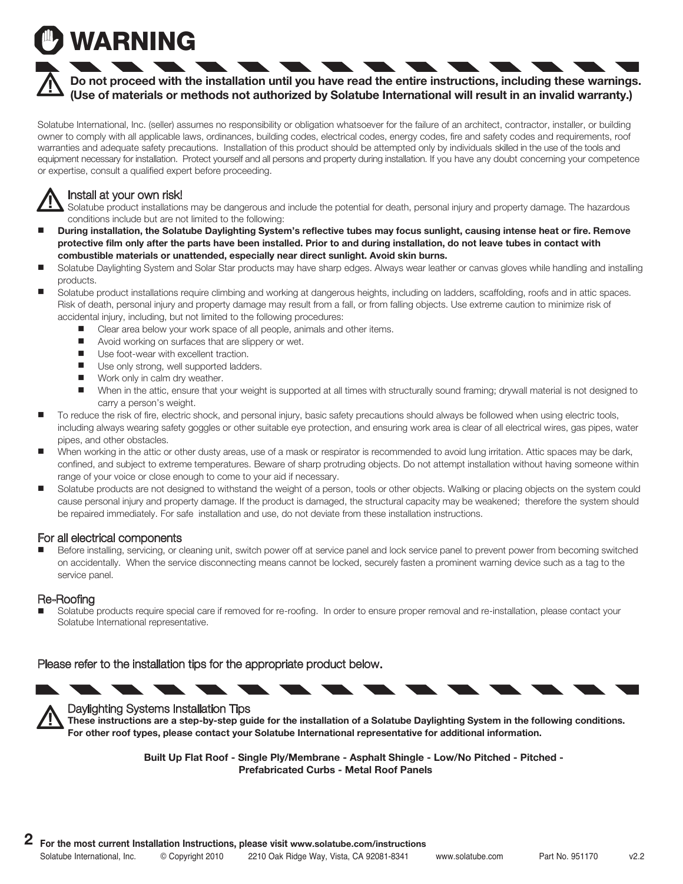# WARNING

**Do not proceed with the installation until you have read the entire instructions, including these warnings. (Use of materials or methods not authorized by Solatube International will result in an invalid warranty.)**

Solatube International, Inc. (seller) assumes no responsibility or obligation whatsoever for the failure of an architect, contractor, installer, or building owner to comply with all applicable laws, ordinances, building codes, electrical codes, energy codes, fire and safety codes and requirements, roof warranties and adequate safety precautions. Installation of this product should be attempted only by individuals skilled in the use of the tools and equipment necessary for installation. Protect yourself and all persons and property during installation. If you have any doubt concerning your competence or expertise, consult a qualified expert before proceeding.

## Install at your own risk!

Solatube product installations may be dangerous and include the potential for death, personal injury and property damage. The hazardous conditions include but are not limited to the following:

- **During installation, the Solatube Daylighting System's reflective tubes may focus sunlight, causing intense heat or fire. Remove protective film only after the parts have been installed. Prior to and during installation, do not leave tubes in contact with combustible materials or unattended, especially near direct sunlight. Avoid skin burns.**
- Solatube Daylighting System and Solar Star products may have sharp edges. Always wear leather or canvas gloves while handling and installing products.
- Solatube product installations require climbing and working at dangerous heights, including on ladders, scaffolding, roofs and in attic spaces. Risk of death, personal injury and property damage may result from a fall, or from falling objects. Use extreme caution to minimize risk of accidental injury, including, but not limited to the following procedures:
  - Clear area below your work space of all people, animals and other items.
  - Avoid working on surfaces that are slippery or wet.
  - Use foot-wear with excellent traction.
  - Use only strong, well supported ladders.
  - Work only in calm dry weather.
  - When in the attic, ensure that your weight is supported at all times with structurally sound framing; drywall material is not designed to carry a person's weight.
- To reduce the risk of fire, electric shock, and personal injury, basic safety precautions should always be followed when using electric tools, including always wearing safety goggles or other suitable eye protection, and ensuring work area is clear of all electrical wires, gas pipes, water pipes, and other obstacles.
- When working in the attic or other dusty areas, use of a mask or respirator is recommended to avoid lung irritation. Attic spaces may be dark, confined, and subject to extreme temperatures. Beware of sharp protruding objects. Do not attempt installation without having someone within range of your voice or close enough to come to your aid if necessary.
- Solatube products are not designed to withstand the weight of a person, tools or other objects. Walking or placing objects on the system could cause personal injury and property damage. If the product is damaged, the structural capacity may be weakened; therefore the system should be repaired immediately. For safe installation and use, do not deviate from these installation instructions.

## For all electrical components

- Before installing, servicing, or cleaning unit, switch power off at service panel and lock service panel to prevent power from becoming switched on accidentally. When the service disconnecting means cannot be locked, securely fasten a prominent warning device such as a tag to the service panel.

## Re-Roofing

- Solatube products require special care if removed for re-roofing. In order to ensure proper removal and re-installation, please contact your Solatube International representative.

Please refer to the installation tips for the appropriate product below.

## Daylighting Systems Installation Tips

**These instructions are a step-by-step guide for the installation of a Solatube Daylighting System in the following conditions. For other roof types, please contact your Solatube International representative for additional information.**

**Built Up Flat Roof - Single Ply/Membrane - Asphalt Shingle - Low/No Pitched - Pitched - Prefabricated Curbs - Metal Roof Panels**

**For the most current Installation Instructions, please visit www.solatube.com/instructions**

Solatube International, Inc. © Copyright 2010 2210 Oak Ridge Way, Vista, CA 92081-8341 www.solatube.com Part No. 951170 v2.2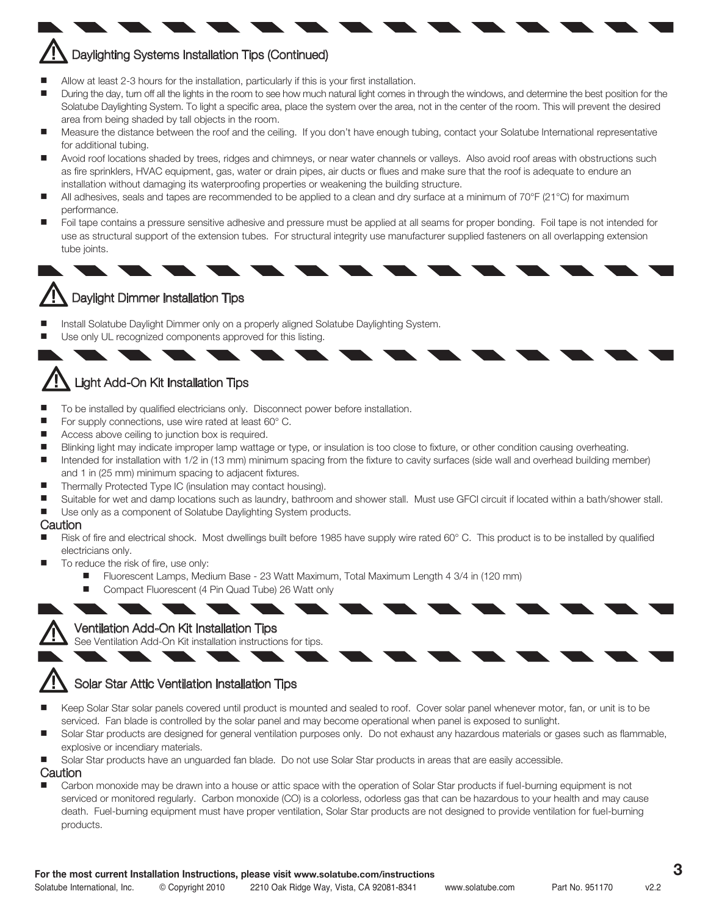## ⚠ Daylighting Systems Installation Tips (Continued)

- Allow at least 2-3 hours for the installation, particularly if this is your first installation.
- During the day, turn off all the lights in the room to see how much natural light comes in through the windows, and determine the best position for the Solatube Daylighting System. To light a specific area, place the system over the area, not in the center of the room. This will prevent the desired area from being shaded by tall objects in the room.
- Measure the distance between the roof and the ceiling. If you don't have enough tubing, contact your Solatube International representative for additional tubing.
- Avoid roof locations shaded by trees, ridges and chimneys, or near water channels or valleys. Also avoid roof areas with obstructions such as fire sprinklers, HVAC equipment, gas, water or drain pipes, air ducts or flues and make sure that the roof is adequate to endure an installation without damaging its waterproofing properties or weakening the building structure.
- All adhesives, seals and tapes are recommended to be applied to a clean and dry surface at a minimum of 70°F (21°C) for maximum performance.
- Foil tape contains a pressure sensitive adhesive and pressure must be applied at all seams for proper bonding. Foil tape is not intended for use as structural support of the extension tubes. For structural integrity use manufacturer supplied fasteners on all overlapping extension tube joints.

## ⚠ Daylight Dimmer Installation Tips

- Install Solatube Daylight Dimmer only on a properly aligned Solatube Daylighting System.
- Use only UL recognized components approved for this listing.

## ⚠ Light Add-On Kit Installation Tips

- To be installed by qualified electricians only. Disconnect power before installation.
- For supply connections, use wire rated at least 60° C.
- Access above ceiling to junction box is required.
- Blinking light may indicate improper lamp wattage or type, or insulation is too close to fixture, or other condition causing overheating.
- Intended for installation with 1/2 in (13 mm) minimum spacing from the fixture to cavity surfaces (side wall and overhead building member) and 1 in (25 mm) minimum spacing to adjacent fixtures.
- Thermally Protected Type IC (insulation may contact housing).
- Suitable for wet and damp locations such as laundry, bathroom and shower stall. Must use GFCI circuit if located within a bath/shower stall.
- Use only as a component of Solatube Daylighting System products.

### Caution

- Risk of fire and electrical shock. Most dwellings built before 1985 have supply wire rated 60° C. This product is to be installed by qualified electricians only.
- To reduce the risk of fire, use only:
  - Fluorescent Lamps, Medium Base - 23 Watt Maximum, Total Maximum Length 4 3/4 in (120 mm)
  - Compact Fluorescent (4 Pin Quad Tube) 26 Watt only

## ⚠ Ventilation Add-On Kit Installation Tips

See Ventilation Add-On Kit installation instructions for tips.

## ⚠ Solar Star Attic Ventilation Installation Tips

- Keep Solar Star solar panels covered until product is mounted and sealed to roof. Cover solar panel whenever motor, fan, or unit is to be serviced. Fan blade is controlled by the solar panel and may become operational when panel is exposed to sunlight.
- Solar Star products are designed for general ventilation purposes only. Do not exhaust any hazardous materials or gases such as flammable, explosive or incendiary materials.
- Solar Star products have an unguarded fan blade. Do not use Solar Star products in areas that are easily accessible.

### Caution

- Carbon monoxide may be drawn into a house or attic space with the operation of Solar Star products if fuel-burning equipment is not serviced or monitored regularly. Carbon monoxide (CO) is a colorless, odorless gas that can be hazardous to your health and may cause death. Fuel-burning equipment must have proper ventilation, Solar Star products are not designed to provide ventilation for fuel-burning products.

**For the most current Installation Instructions, please visit www.solatube.com/instructions**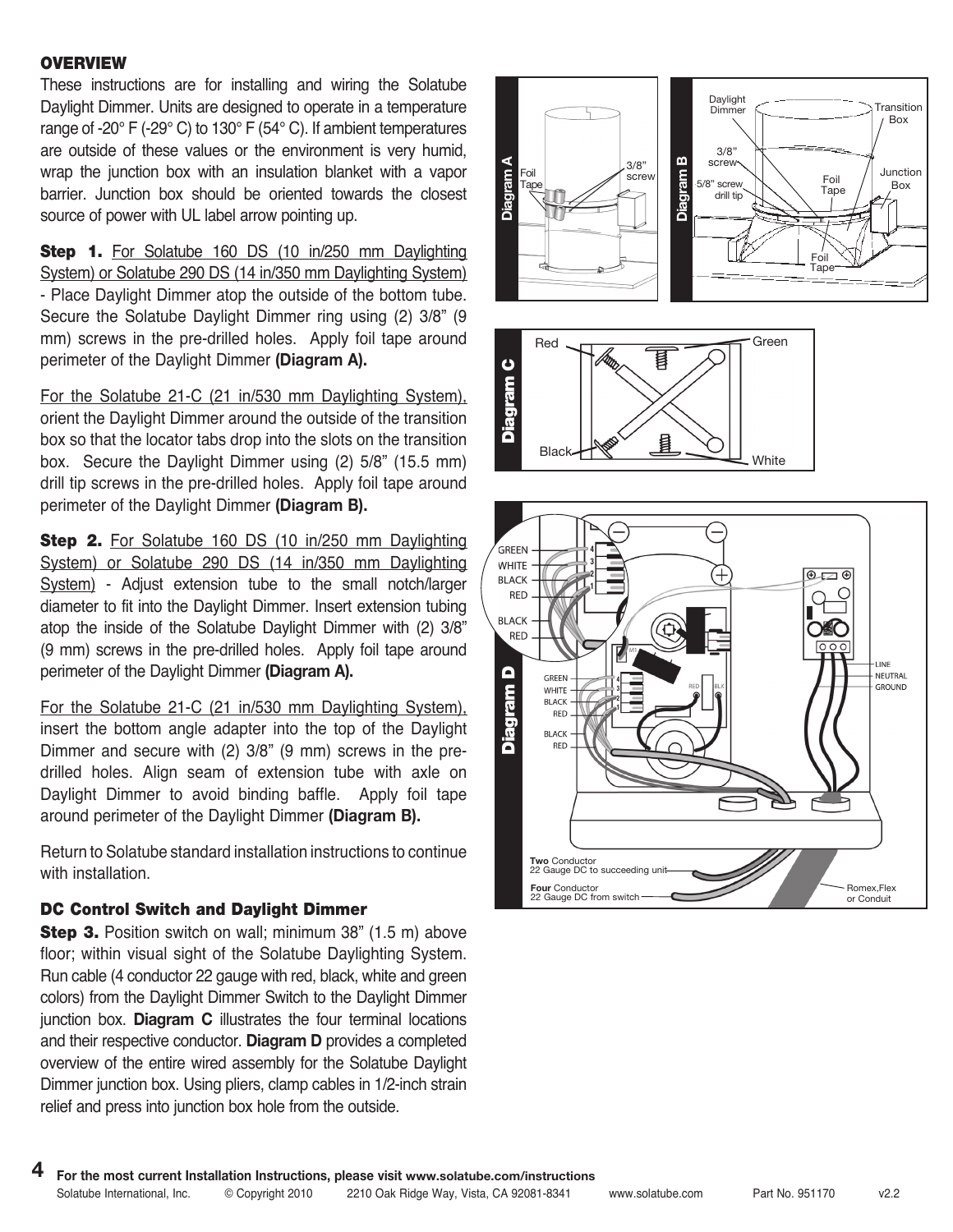## OVERVIEW

These instructions are for installing and wiring the Solatube Daylight Dimmer. Units are designed to operate in a temperature range of -20° F (-29° C) to 130° F (54° C). If ambient temperatures are outside of these values or the environment is very humid, wrap the junction box with an insulation blanket with a vapor barrier. Junction box should be oriented towards the closest source of power with UL label arrow pointing up.

**Step 1.** For Solatube 160 DS (10 in/250 mm Daylighting System) or Solatube 290 DS (14 in/350 mm Daylighting System) - Place Daylight Dimmer atop the outside of the bottom tube. Secure the Solatube Daylight Dimmer ring using (2) 3/8" (9 mm) screws in the pre-drilled holes. Apply foil tape around perimeter of the Daylight Dimmer **(Diagram A).**

For the Solatube 21-C (21 in/530 mm Daylighting System), orient the Daylight Dimmer around the outside of the transition box so that the locator tabs drop into the slots on the transition box. Secure the Daylight Dimmer using (2) 5/8" (15.5 mm) drill tip screws in the pre-drilled holes. Apply foil tape around perimeter of the Daylight Dimmer **(Diagram B).**

**Step 2.** For Solatube 160 DS (10 in/250 mm Daylighting System) or Solatube 290 DS (14 in/350 mm Daylighting System) - Adjust extension tube to the small notch/larger diameter to fit into the Daylight Dimmer. Insert extension tubing atop the inside of the Solatube Daylight Dimmer with (2) 3/8" (9 mm) screws in the pre-drilled holes. Apply foil tape around perimeter of the Daylight Dimmer **(Diagram A).**

For the Solatube 21-C (21 in/530 mm Daylighting System), insert the bottom angle adapter into the top of the Daylight Dimmer and secure with (2) 3/8" (9 mm) screws in the pre-drilled holes. Align seam of extension tube with axle on Daylight Dimmer to avoid binding baffle. Apply foil tape around perimeter of the Daylight Dimmer **(Diagram B).**

Return to Solatube standard installation instructions to continue with installation.

### DC Control Switch and Daylight Dimmer

**Step 3.** Position switch on wall; minimum 38" (1.5 m) above floor; within visual sight of the Solatube Daylighting System. Run cable (4 conductor 22 gauge with red, black, white and green colors) from the Daylight Dimmer Switch to the Daylight Dimmer junction box. **Diagram C** illustrates the four terminal locations and their respective conductor. **Diagram D** provides a completed overview of the entire wired assembly for the Solatube Daylight Dimmer junction box. Using pliers, clamp cables in 1/2-inch strain relief and press into junction box hole from the outside.

**For the most current Installation Instructions, please visit www.solatube.com/instructions**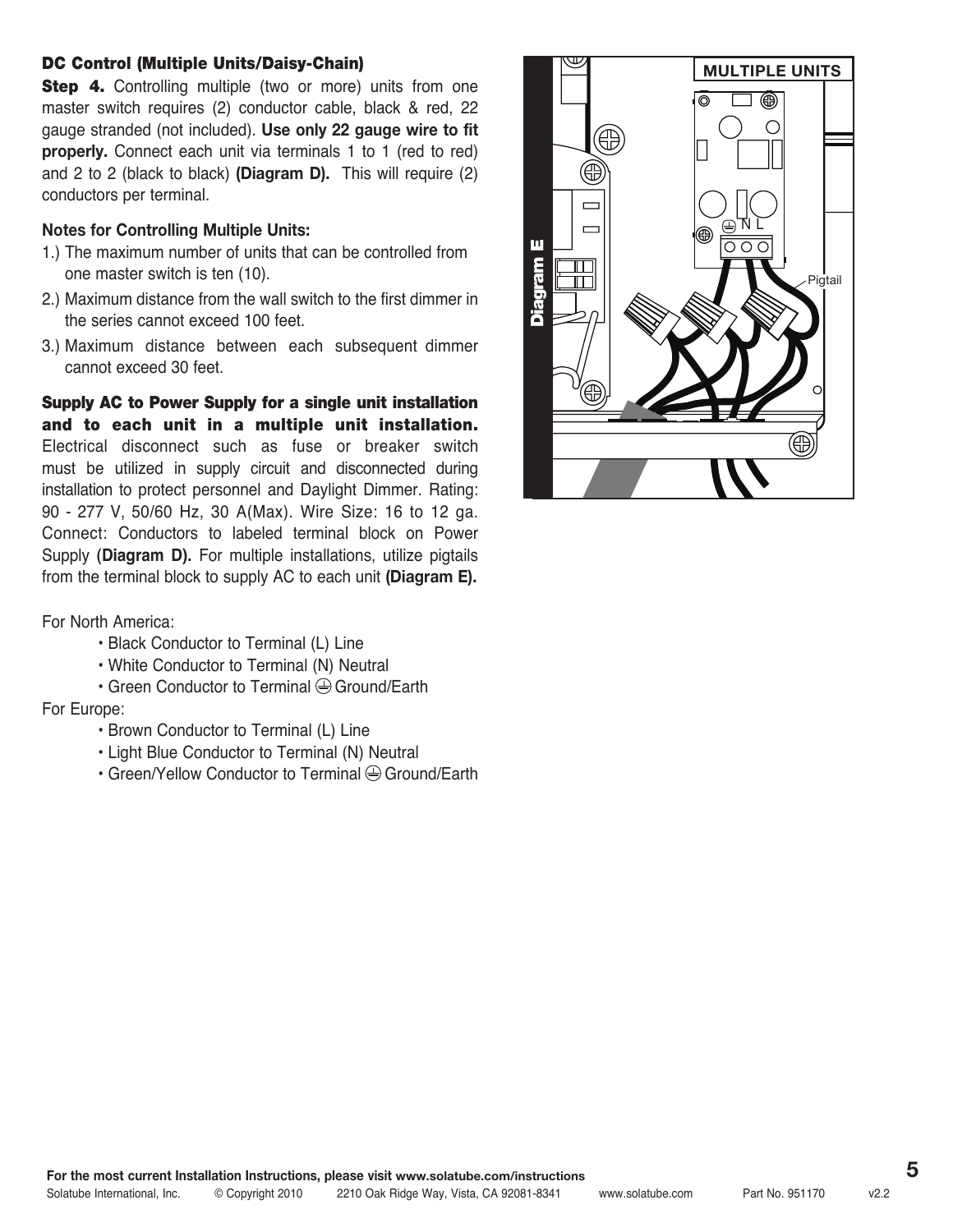### DC Control (Multiple Units/Daisy-Chain)

**Step 4.** Controlling multiple (two or more) units from one master switch requires (2) conductor cable, black & red, 22 gauge stranded (not included). **Use only 22 gauge wire to fit properly.** Connect each unit via terminals 1 to 1 (red to red) and 2 to 2 (black to black) **(Diagram D).** This will require (2) conductors per terminal.

**Notes for Controlling Multiple Units:**

1.) The maximum number of units that can be controlled from one master switch is ten (10).
2.) Maximum distance from the wall switch to the first dimmer in the series cannot exceed 100 feet.
3.) Maximum distance between each subsequent dimmer cannot exceed 30 feet.

**Supply AC to Power Supply for a single unit installation and to each unit in a multiple unit installation.** Electrical disconnect such as fuse or breaker switch must be utilized in supply circuit and disconnected during installation to protect personnel and Daylight Dimmer. Rating: 90 - 277 V, 50/60 Hz, 30 A(Max). Wire Size: 16 to 12 ga. Connect: Conductors to labeled terminal block on Power Supply **(Diagram D).** For multiple installations, utilize pigtails from the terminal block to supply AC to each unit **(Diagram E).**

For North America:

- Black Conductor to Terminal (L) Line
- White Conductor to Terminal (N) Neutral
- Green Conductor to Terminal ⏚ Ground/Earth

For Europe:

- Brown Conductor to Terminal (L) Line
- Light Blue Conductor to Terminal (N) Neutral
- Green/Yellow Conductor to Terminal ⏚ Ground/Earth

Diagram E

MULTIPLE UNITS

⏚ N L

Pigtail

**For the most current Installation Instructions, please visit www.solatube.com/instructions**

Solatube International, Inc. © Copyright 2010 2210 Oak Ridge Way, Vista, CA 92081-8341 www.solatube.com Part No. 951170 v2.2